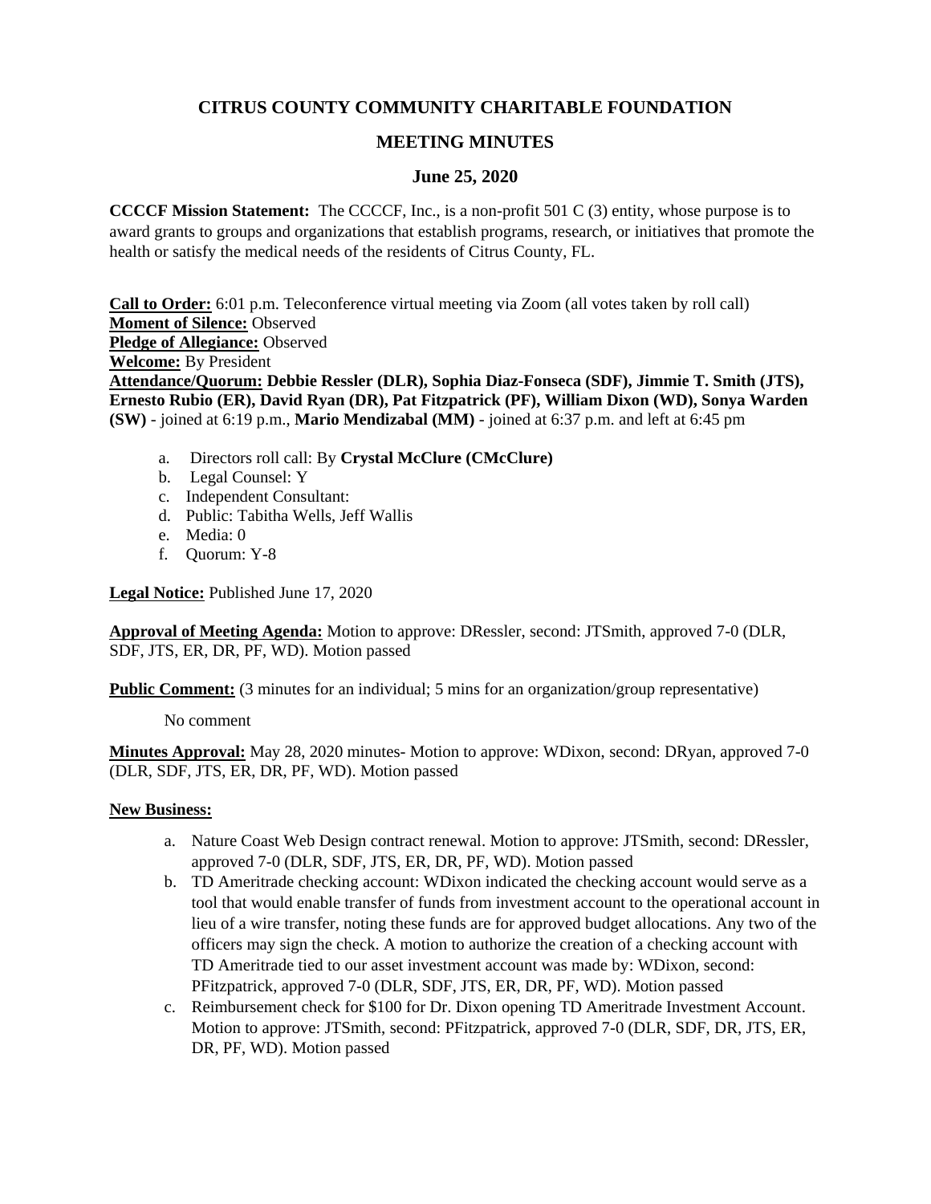# CITRUS COUNTY COMMUNITY CHARITABLE FOUNDATION

## MEETING MINUTES

### June 25, 2020

**CCCCF Mission Statement:** The CCCCF, Inc., is a non-profit 501 C (3) entity, whose purpose is to award grants to groups and organizations that establish programs, research, or initiatives that promote the health or satisfy the medical needs of the residents of Citrus County, FL.

**Call to Order:** 6:01 p.m. Teleconference virtual meeting via Zoom (all votes taken by roll call)
**Moment of Silence:** Observed
**Pledge of Allegiance:** Observed
**Welcome:** By President
**Attendance/Quorum:** **Debbie Ressler (DLR), Sophia Diaz-Fonseca (SDF), Jimmie T. Smith (JTS), Ernesto Rubio (ER), David Ryan (DR), Pat Fitzpatrick (PF), William Dixon (WD), Sonya Warden (SW)** - joined at 6:19 p.m., **Mario Mendizabal (MM)** - joined at 6:37 p.m. and left at 6:45 pm

a. Directors roll call: By **Crystal McClure (CMcClure)**
b. Legal Counsel: Y
c. Independent Consultant:
d. Public: Tabitha Wells, Jeff Wallis
e. Media: 0
f. Quorum: Y-8

**Legal Notice:** Published June 17, 2020

**Approval of Meeting Agenda:** Motion to approve: DRessler, second: JTSmith, approved 7-0 (DLR, SDF, JTS, ER, DR, PF, WD). Motion passed

**Public Comment:** (3 minutes for an individual; 5 mins for an organization/group representative)

No comment

**Minutes Approval:** May 28, 2020 minutes- Motion to approve: WDixon, second: DRyan, approved 7-0 (DLR, SDF, JTS, ER, DR, PF, WD). Motion passed

**New Business:**

a. Nature Coast Web Design contract renewal. Motion to approve: JTSmith, second: DRessler, approved 7-0 (DLR, SDF, JTS, ER, DR, PF, WD). Motion passed
b. TD Ameritrade checking account: WDixon indicated the checking account would serve as a tool that would enable transfer of funds from investment account to the operational account in lieu of a wire transfer, noting these funds are for approved budget allocations. Any two of the officers may sign the check. A motion to authorize the creation of a checking account with TD Ameritrade tied to our asset investment account was made by: WDixon, second: PFitzpatrick, approved 7-0 (DLR, SDF, JTS, ER, DR, PF, WD). Motion passed
c. Reimbursement check for $100 for Dr. Dixon opening TD Ameritrade Investment Account. Motion to approve: JTSmith, second: PFitzpatrick, approved 7-0 (DLR, SDF, DR, JTS, ER, DR, PF, WD). Motion passed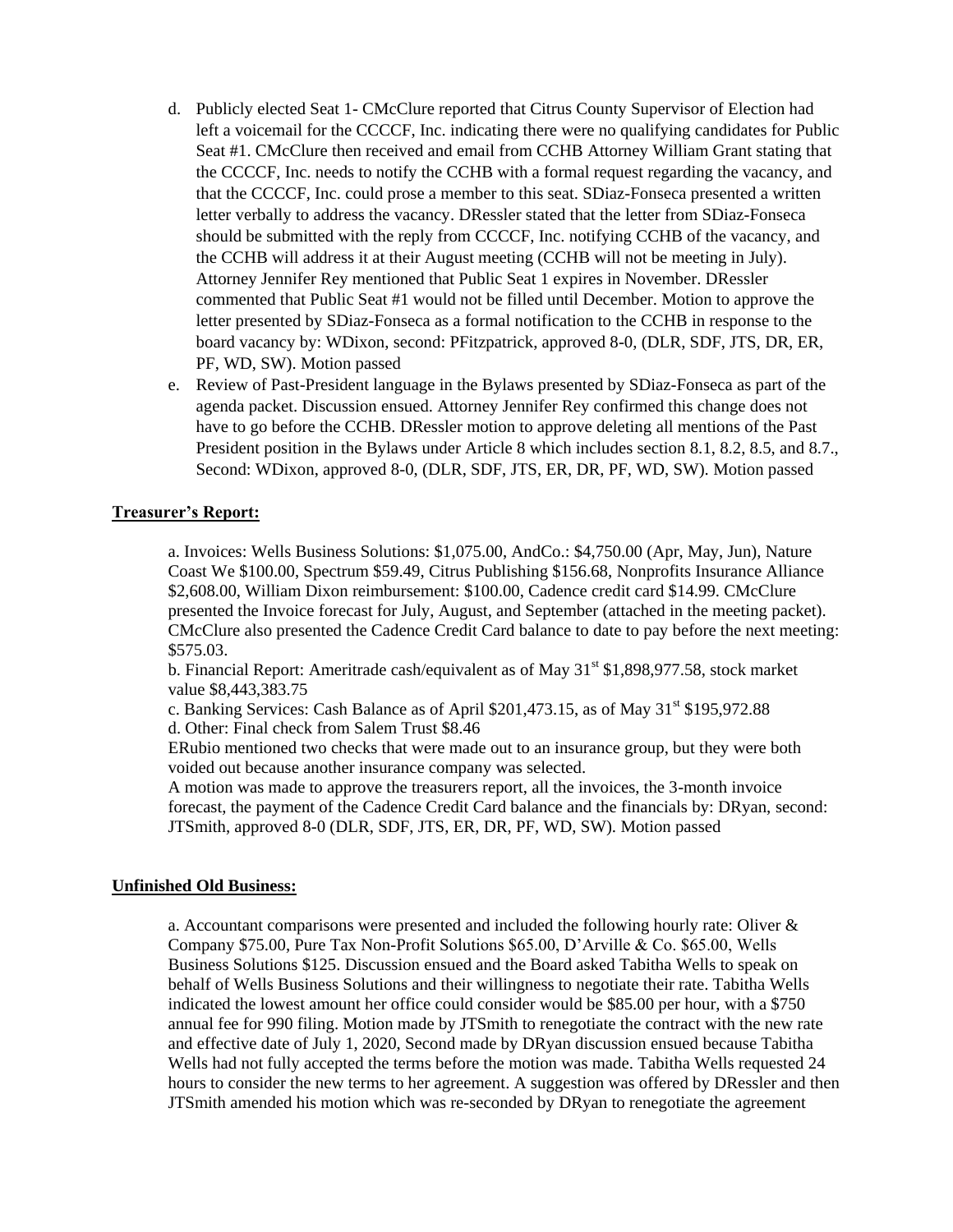d. Publicly elected Seat 1- CMcClure reported that Citrus County Supervisor of Election had left a voicemail for the CCCCF, Inc. indicating there were no qualifying candidates for Public Seat #1. CMcClure then received and email from CCHB Attorney William Grant stating that the CCCCF, Inc. needs to notify the CCHB with a formal request regarding the vacancy, and that the CCCCF, Inc. could prose a member to this seat. SDiaz-Fonseca presented a written letter verbally to address the vacancy. DRessler stated that the letter from SDiaz-Fonseca should be submitted with the reply from CCCCF, Inc. notifying CCHB of the vacancy, and the CCHB will address it at their August meeting (CCHB will not be meeting in July). Attorney Jennifer Rey mentioned that Public Seat 1 expires in November. DRessler commented that Public Seat #1 would not be filled until December. Motion to approve the letter presented by SDiaz-Fonseca as a formal notification to the CCHB in response to the board vacancy by: WDixon, second: PFitzpatrick, approved 8-0, (DLR, SDF, JTS, DR, ER, PF, WD, SW). Motion passed

e. Review of Past-President language in the Bylaws presented by SDiaz-Fonseca as part of the agenda packet. Discussion ensued. Attorney Jennifer Rey confirmed this change does not have to go before the CCHB. DRessler motion to approve deleting all mentions of the Past President position in the Bylaws under Article 8 which includes section 8.1, 8.2, 8.5, and 8.7., Second: WDixon, approved 8-0, (DLR, SDF, JTS, ER, DR, PF, WD, SW). Motion passed

**Treasurer's Report:**

a. Invoices: Wells Business Solutions: $1,075.00, AndCo.: $4,750.00 (Apr, May, Jun), Nature Coast We $100.00, Spectrum $59.49, Citrus Publishing $156.68, Nonprofits Insurance Alliance $2,608.00, William Dixon reimbursement: $100.00, Cadence credit card $14.99. CMcClure presented the Invoice forecast for July, August, and September (attached in the meeting packet). CMcClure also presented the Cadence Credit Card balance to date to pay before the next meeting: $575.03.

b. Financial Report: Ameritrade cash/equivalent as of May 31st $1,898,977.58, stock market value $8,443,383.75

c. Banking Services: Cash Balance as of April $201,473.15, as of May 31st $195,972.88

d. Other: Final check from Salem Trust $8.46

ERubio mentioned two checks that were made out to an insurance group, but they were both voided out because another insurance company was selected.

A motion was made to approve the treasurers report, all the invoices, the 3-month invoice forecast, the payment of the Cadence Credit Card balance and the financials by: DRyan, second: JTSmith, approved 8-0 (DLR, SDF, JTS, ER, DR, PF, WD, SW). Motion passed

**Unfinished Old Business:**

a. Accountant comparisons were presented and included the following hourly rate: Oliver & Company $75.00, Pure Tax Non-Profit Solutions $65.00, D'Arville & Co. $65.00, Wells Business Solutions $125. Discussion ensued and the Board asked Tabitha Wells to speak on behalf of Wells Business Solutions and their willingness to negotiate their rate. Tabitha Wells indicated the lowest amount her office could consider would be $85.00 per hour, with a $750 annual fee for 990 filing. Motion made by JTSmith to renegotiate the contract with the new rate and effective date of July 1, 2020, Second made by DRyan discussion ensued because Tabitha Wells had not fully accepted the terms before the motion was made. Tabitha Wells requested 24 hours to consider the new terms to her agreement. A suggestion was offered by DRessler and then JTSmith amended his motion which was re-seconded by DRyan to renegotiate the agreement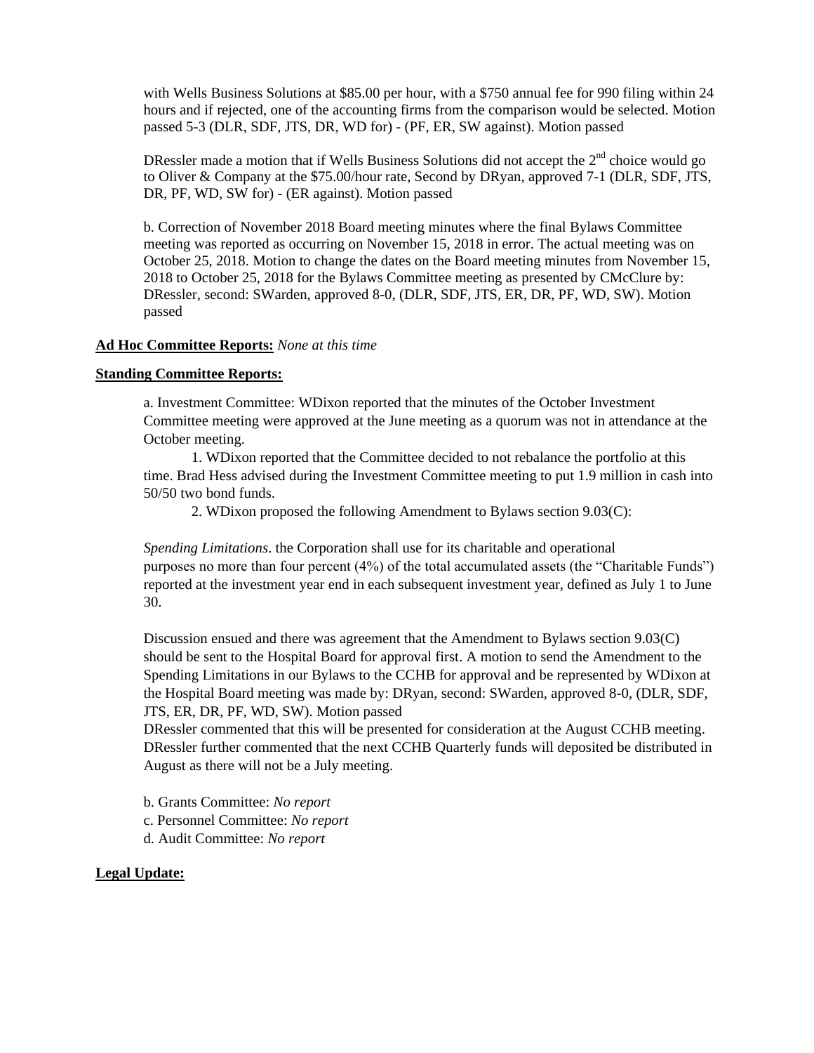with Wells Business Solutions at $85.00 per hour, with a $750 annual fee for 990 filing within 24 hours and if rejected, one of the accounting firms from the comparison would be selected. Motion passed 5-3 (DLR, SDF, JTS, DR, WD for) - (PF, ER, SW against). Motion passed

DRessler made a motion that if Wells Business Solutions did not accept the 2nd choice would go to Oliver & Company at the $75.00/hour rate, Second by DRyan, approved 7-1 (DLR, SDF, JTS, DR, PF, WD, SW for) - (ER against). Motion passed

b. Correction of November 2018 Board meeting minutes where the final Bylaws Committee meeting was reported as occurring on November 15, 2018 in error. The actual meeting was on October 25, 2018. Motion to change the dates on the Board meeting minutes from November 15, 2018 to October 25, 2018 for the Bylaws Committee meeting as presented by CMcClure by: DRessler, second: SWarden, approved 8-0, (DLR, SDF, JTS, ER, DR, PF, WD, SW). Motion passed

**Ad Hoc Committee Reports:** *None at this time*

**Standing Committee Reports:**

a. Investment Committee: WDixon reported that the minutes of the October Investment Committee meeting were approved at the June meeting as a quorum was not in attendance at the October meeting.

1. WDixon reported that the Committee decided to not rebalance the portfolio at this time. Brad Hess advised during the Investment Committee meeting to put 1.9 million in cash into 50/50 two bond funds.
2. WDixon proposed the following Amendment to Bylaws section 9.03(C):

*Spending Limitations*. the Corporation shall use for its charitable and operational purposes no more than four percent (4%) of the total accumulated assets (the "Charitable Funds") reported at the investment year end in each subsequent investment year, defined as July 1 to June 30.

Discussion ensued and there was agreement that the Amendment to Bylaws section 9.03(C) should be sent to the Hospital Board for approval first. A motion to send the Amendment to the Spending Limitations in our Bylaws to the CCHB for approval and be represented by WDixon at the Hospital Board meeting was made by: DRyan, second: SWarden, approved 8-0, (DLR, SDF, JTS, ER, DR, PF, WD, SW). Motion passed

DRessler commented that this will be presented for consideration at the August CCHB meeting. DRessler further commented that the next CCHB Quarterly funds will deposited be distributed in August as there will not be a July meeting.

b. Grants Committee: *No report*
c. Personnel Committee: *No report*
d. Audit Committee: *No report*

**Legal Update:**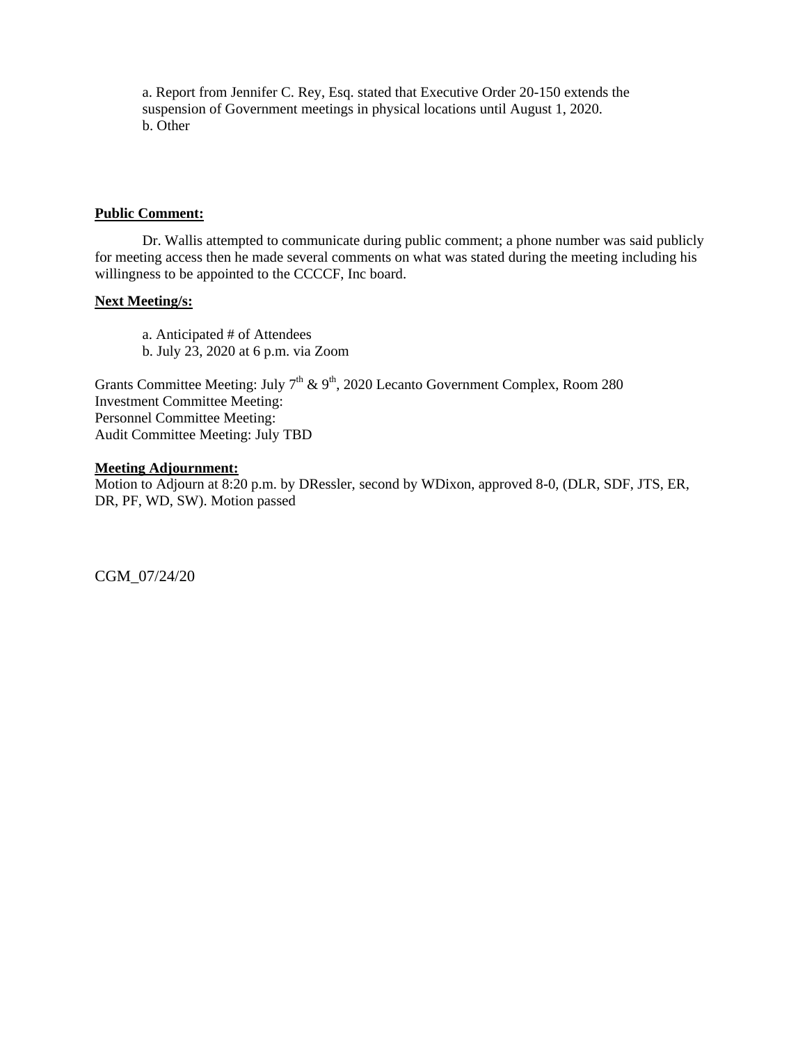a. Report from Jennifer C. Rey, Esq. stated that Executive Order 20-150 extends the suspension of Government meetings in physical locations until August 1, 2020.
b. Other

**Public Comment:**

Dr. Wallis attempted to communicate during public comment; a phone number was said publicly for meeting access then he made several comments on what was stated during the meeting including his willingness to be appointed to the CCCCF, Inc board.

**Next Meeting/s:**

a. Anticipated # of Attendees
b. July 23, 2020 at 6 p.m. via Zoom

Grants Committee Meeting: July 7th & 9th, 2020 Lecanto Government Complex, Room 280
Investment Committee Meeting:
Personnel Committee Meeting:
Audit Committee Meeting: July TBD

**Meeting Adjournment:**

Motion to Adjourn at 8:20 p.m. by DRessler, second by WDixon, approved 8-0, (DLR, SDF, JTS, ER, DR, PF, WD, SW). Motion passed

CGM_07/24/20